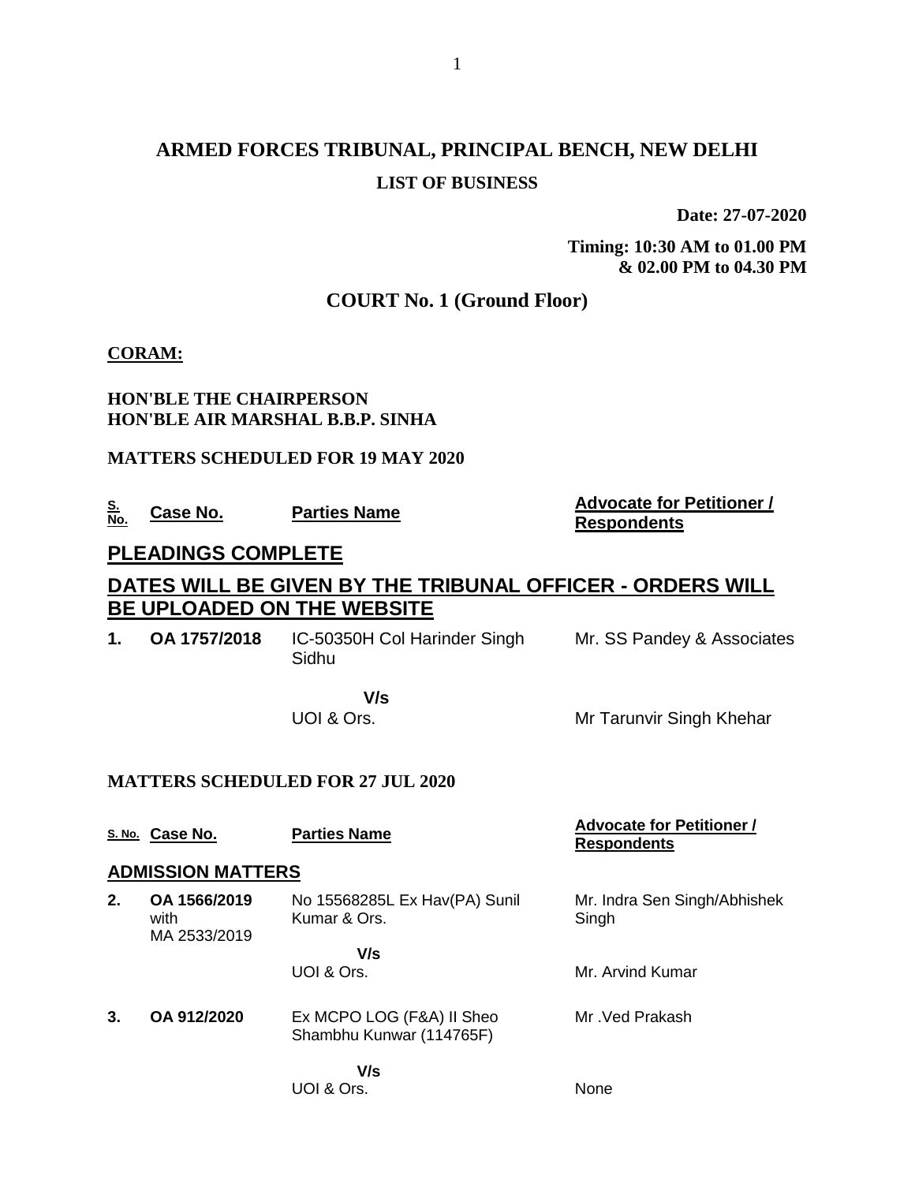# ARMED FORCES TRIBUNAL, PRINCIPAL BENCH, NEW DELHI

## LIST OF BUSINESS

**Date: 27-07-2020**

**Timing: 10:30 AM to 01.00 PM & 02.00 PM to 04.30 PM**

## COURT No. 1 (Ground Floor)

**CORAM:**

**HON'BLE THE CHAIRPERSON**
**HON'BLE AIR MARSHAL B.B.P. SINHA**

**MATTERS SCHEDULED FOR 19 MAY 2020**

| S. No. | Case No. | Parties Name | Advocate for Petitioner / Respondents |
|---|---|---|---|
| **PLEADINGS COMPLETE** | | | |
| **DATES WILL BE GIVEN BY THE TRIBUNAL OFFICER - ORDERS WILL BE UPLOADED ON THE WEBSITE** | | | |
| **1.** | **OA 1757/2018** | IC-50350H Col Harinder Singh Sidhu | Mr. SS Pandey & Associates |
| | | **V/s** | |
| | | UOI & Ors. | Mr Tarunvir Singh Khehar |

**MATTERS SCHEDULED FOR 27 JUL 2020**

| S. No. | Case No. | Parties Name | Advocate for Petitioner / Respondents |
|---|---|---|---|
| **ADMISSION MATTERS** | | | |
| **2.** | **OA 1566/2019** with MA 2533/2019 | No 15568285L Ex Hav(PA) Sunil Kumar & Ors. | Mr. Indra Sen Singh/Abhishek Singh |
| | | **V/s** | |
| | | UOI & Ors. | Mr. Arvind Kumar |
| **3.** | **OA 912/2020** | Ex MCPO LOG (F&A) II Sheo Shambhu Kunwar (114765F) | Mr .Ved Prakash |
| | | **V/s** | |
| | | UOI & Ors. | None |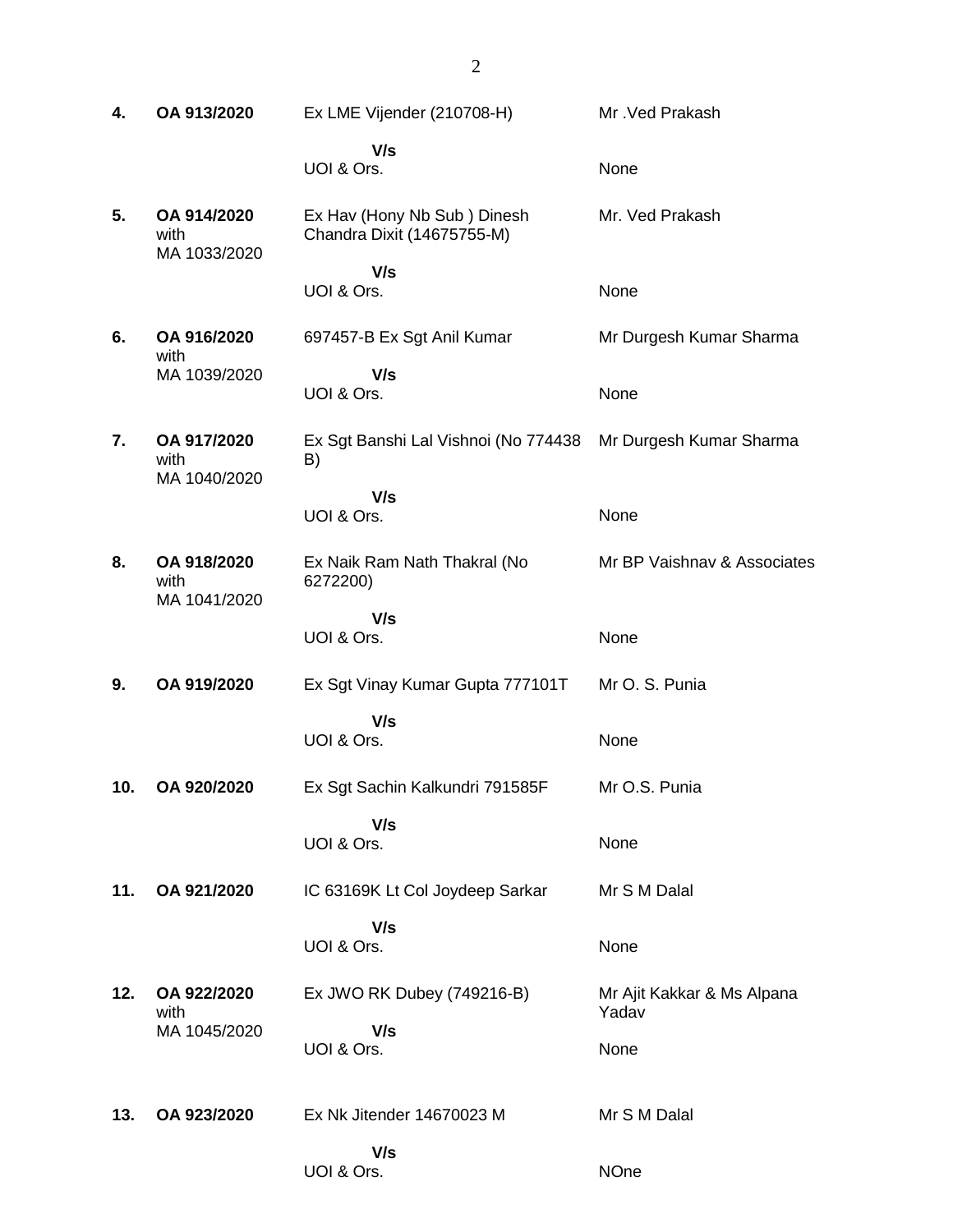| | | | |
|---|---|---|---|
| **4.** | **OA 913/2020** | Ex LME Vijender (210708-H)<br>**V/s**<br>UOI & Ors. | Mr .Ved Prakash<br><br>None |
| **5.** | **OA 914/2020** with MA 1033/2020 | Ex Hav (Hony Nb Sub ) Dinesh Chandra Dixit (14675755-M)<br>**V/s**<br>UOI & Ors. | Mr. Ved Prakash<br><br>None |
| **6.** | **OA 916/2020** with MA 1039/2020 | 697457-B Ex Sgt Anil Kumar<br>**V/s**<br>UOI & Ors. | Mr Durgesh Kumar Sharma<br><br>None |
| **7.** | **OA 917/2020** with MA 1040/2020 | Ex Sgt Banshi Lal Vishnoi (No 774438 B)<br>**V/s**<br>UOI & Ors. | Mr Durgesh Kumar Sharma<br><br>None |
| **8.** | **OA 918/2020** with MA 1041/2020 | Ex Naik Ram Nath Thakral (No 6272200)<br>**V/s**<br>UOI & Ors. | Mr BP Vaishnav & Associates<br><br>None |
| **9.** | **OA 919/2020** | Ex Sgt Vinay Kumar Gupta 777101T<br>**V/s**<br>UOI & Ors. | Mr O. S. Punia<br><br>None |
| **10.** | **OA 920/2020** | Ex Sgt Sachin Kalkundri 791585F<br>**V/s**<br>UOI & Ors. | Mr O.S. Punia<br><br>None |
| **11.** | **OA 921/2020** | IC 63169K Lt Col Joydeep Sarkar<br>**V/s**<br>UOI & Ors. | Mr S M Dalal<br><br>None |
| **12.** | **OA 922/2020** with MA 1045/2020 | Ex JWO RK Dubey (749216-B)<br>**V/s**<br>UOI & Ors. | Mr Ajit Kakkar & Ms Alpana Yadav<br><br>None |
| **13.** | **OA 923/2020** | Ex Nk Jitender 14670023 M<br>**V/s**<br>UOI & Ors. | Mr S M Dalal<br><br>NOne |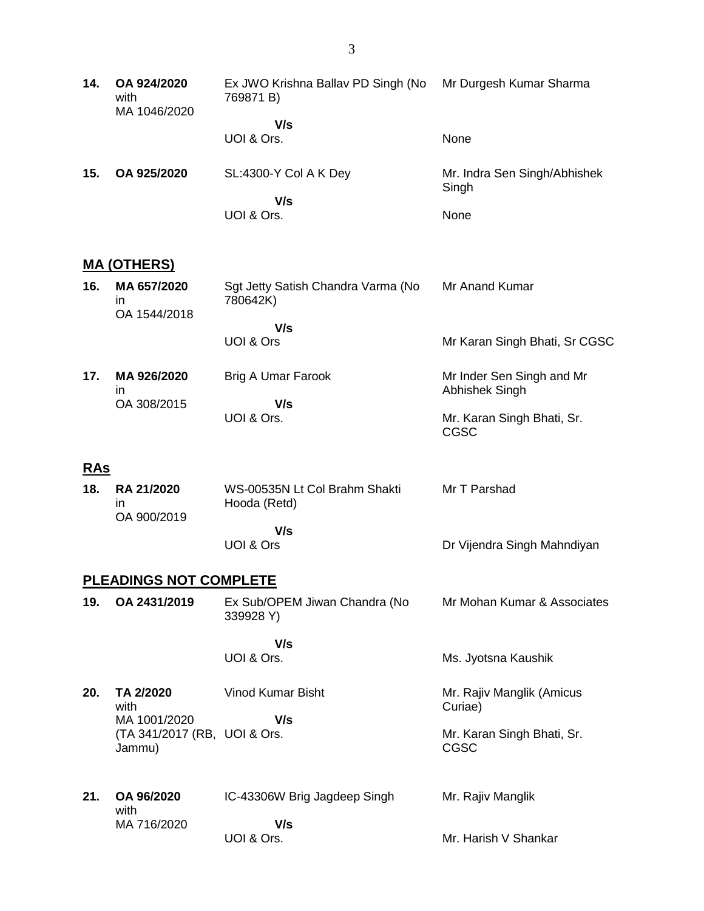| | | | |
|---|---|---|---|
| **14.** | **OA 924/2020** with MA 1046/2020 | Ex JWO Krishna Ballav PD Singh (No 769871 B)<br>**V/s**<br>UOI & Ors. | Mr Durgesh Kumar Sharma<br><br>None |
| **15.** | **OA 925/2020** | SL:4300-Y Col A K Dey<br>**V/s**<br>UOI & Ors. | Mr. Indra Sen Singh/Abhishek Singh<br><br>None |

## MA (OTHERS)

| | | | |
|---|---|---|---|
| **16.** | **MA 657/2020** in OA 1544/2018 | Sgt Jetty Satish Chandra Varma (No 780642K)<br>**V/s**<br>UOI & Ors | Mr Anand Kumar<br><br>Mr Karan Singh Bhati, Sr CGSC |
| **17.** | **MA 926/2020** in OA 308/2015 | Brig A Umar Farook<br>**V/s**<br>UOI & Ors. | Mr Inder Sen Singh and Mr Abhishek Singh<br><br>Mr. Karan Singh Bhati, Sr. CGSC |

## RAs

| | | | |
|---|---|---|---|
| **18.** | **RA 21/2020** in OA 900/2019 | WS-00535N Lt Col Brahm Shakti Hooda (Retd)<br>**V/s**<br>UOI & Ors | Mr T Parshad<br><br>Dr Vijendra Singh Mahndiyan |

## PLEADINGS NOT COMPLETE

| | | | |
|---|---|---|---|
| **19.** | **OA 2431/2019** | Ex Sub/OPEM Jiwan Chandra (No 339928 Y)<br>**V/s**<br>UOI & Ors. | Mr Mohan Kumar & Associates<br><br>Ms. Jyotsna Kaushik |
| **20.** | **TA 2/2020** with MA 1001/2020 (TA 341/2017 (RB, Jammu) | Vinod Kumar Bisht<br>**V/s**<br>UOI & Ors. | Mr. Rajiv Manglik (Amicus Curiae)<br><br>Mr. Karan Singh Bhati, Sr. CGSC |
| **21.** | **OA 96/2020** with MA 716/2020 | IC-43306W Brig Jagdeep Singh<br>**V/s**<br>UOI & Ors. | Mr. Rajiv Manglik<br><br>Mr. Harish V Shankar |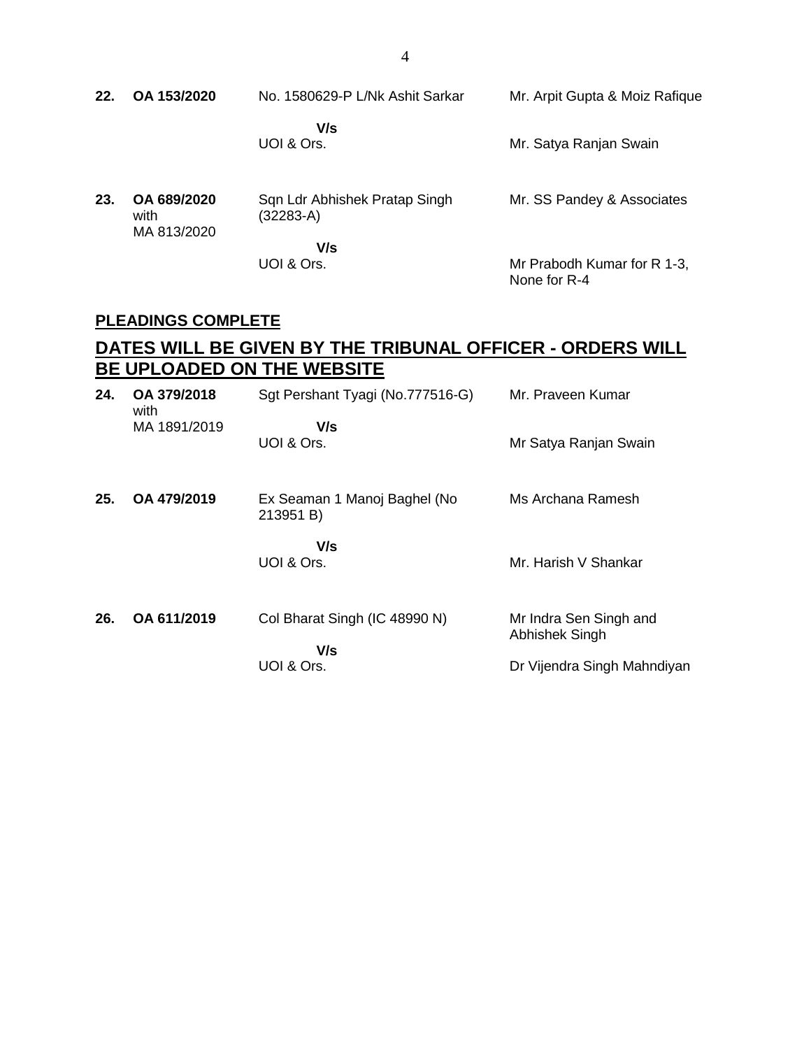| | | | |
|---|---|---|---|
| **22.** | **OA 153/2020** | No. 1580629-P L/Nk Ashit Sarkar | Mr. Arpit Gupta & Moiz Rafique |
| | | **V/s** | |
| | | UOI & Ors. | Mr. Satya Ranjan Swain |
| **23.** | **OA 689/2020** with MA 813/2020 | Sqn Ldr Abhishek Pratap Singh (32283-A) | Mr. SS Pandey & Associates |
| | | **V/s** | |
| | | UOI & Ors. | Mr Prabodh Kumar for R 1-3, None for R-4 |

## PLEADINGS COMPLETE

## DATES WILL BE GIVEN BY THE TRIBUNAL OFFICER - ORDERS WILL BE UPLOADED ON THE WEBSITE

| | | | |
|---|---|---|---|
| **24.** | **OA 379/2018** with MA 1891/2019 | Sgt Pershant Tyagi (No.777516-G) | Mr. Praveen Kumar |
| | | **V/s** | |
| | | UOI & Ors. | Mr Satya Ranjan Swain |
| **25.** | **OA 479/2019** | Ex Seaman 1 Manoj Baghel (No 213951 B) | Ms Archana Ramesh |
| | | **V/s** | |
| | | UOI & Ors. | Mr. Harish V Shankar |
| **26.** | **OA 611/2019** | Col Bharat Singh (IC 48990 N) | Mr Indra Sen Singh and Abhishek Singh |
| | | **V/s** | |
| | | UOI & Ors. | Dr Vijendra Singh Mahndiyan |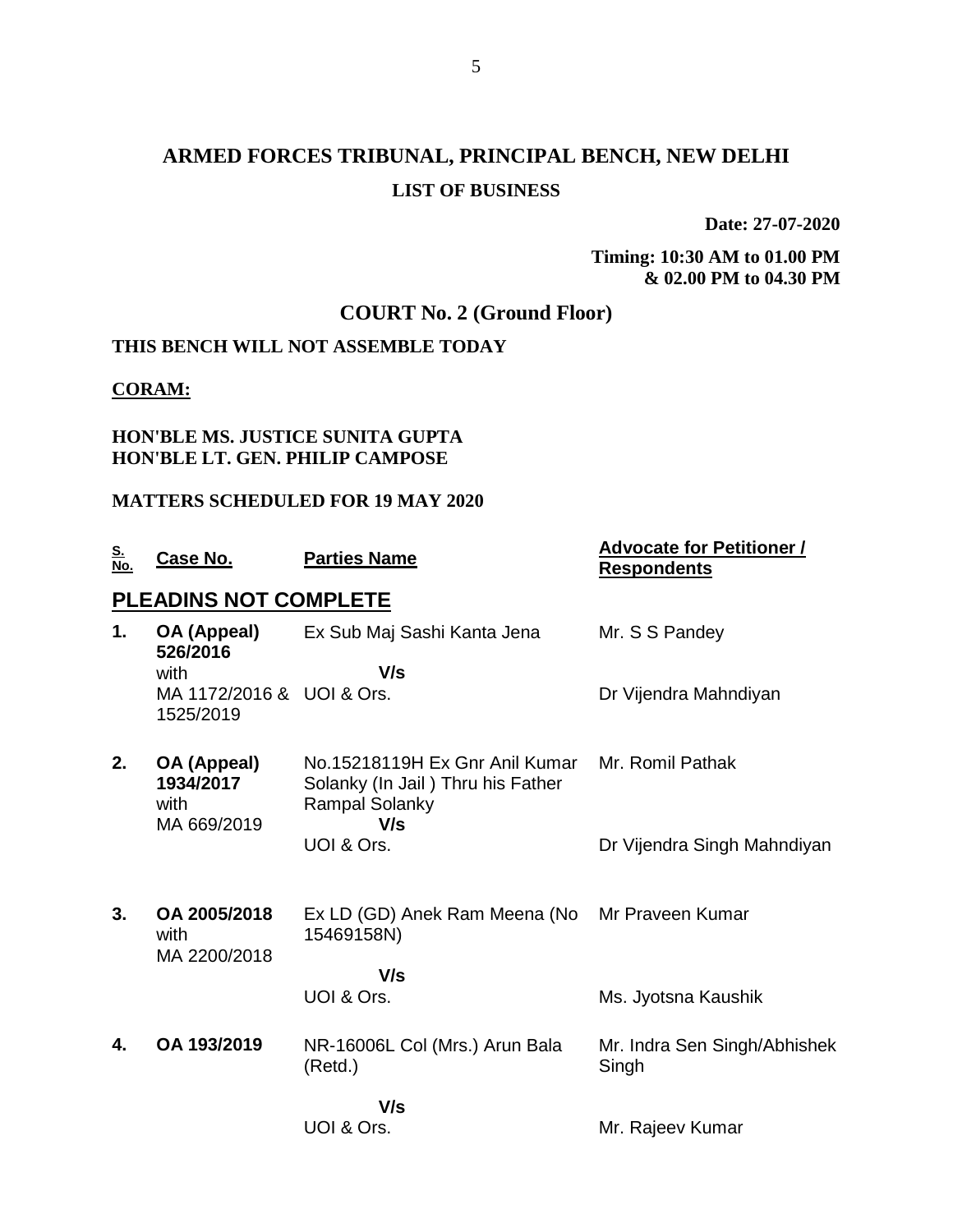# ARMED FORCES TRIBUNAL, PRINCIPAL BENCH, NEW DELHI

## LIST OF BUSINESS

**Date: 27-07-2020**

**Timing: 10:30 AM to 01.00 PM & 02.00 PM to 04.30 PM**

## COURT No. 2 (Ground Floor)

**THIS BENCH WILL NOT ASSEMBLE TODAY**

**CORAM:**

**HON'BLE MS. JUSTICE SUNITA GUPTA**
**HON'BLE LT. GEN. PHILIP CAMPOSE**

**MATTERS SCHEDULED FOR 19 MAY 2020**

| S. No. | Case No. | Parties Name | Advocate for Petitioner / Respondents |
|---|---|---|---|
| | **PLEADINS NOT COMPLETE** | | |
| 1. | **OA (Appeal) 526/2016** with MA 1172/2016 & 1525/2019 | Ex Sub Maj Sashi Kanta Jena **V/s** UOI & Ors. | Mr. S S Pandey<br>Dr Vijendra Mahndiyan |
| 2. | **OA (Appeal) 1934/2017** with MA 669/2019 | No.15218119H Ex Gnr Anil Kumar Solanky (In Jail ) Thru his Father Rampal Solanky **V/s** UOI & Ors. | Mr. Romil Pathak<br>Dr Vijendra Singh Mahndiyan |
| 3. | **OA 2005/2018** with MA 2200/2018 | Ex LD (GD) Anek Ram Meena (No 15469158N) **V/s** UOI & Ors. | Mr Praveen Kumar<br>Ms. Jyotsna Kaushik |
| 4. | **OA 193/2019** | NR-16006L Col (Mrs.) Arun Bala (Retd.) **V/s** UOI & Ors. | Mr. Indra Sen Singh/Abhishek Singh<br>Mr. Rajeev Kumar |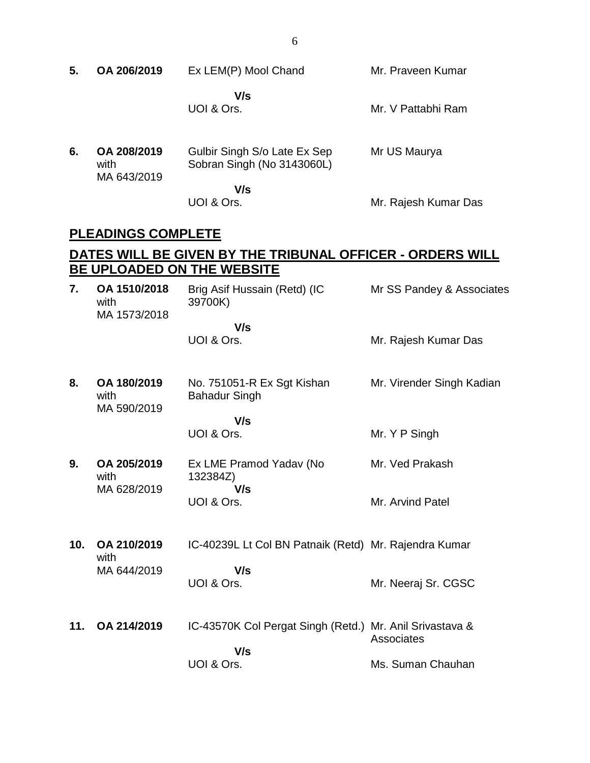| | | | |
|---|---|---|---|
| **5.** | **OA 206/2019** | Ex LEM(P) Mool Chand | Mr. Praveen Kumar |
| | | **V/s** | |
| | | UOI & Ors. | Mr. V Pattabhi Ram |
| **6.** | **OA 208/2019** with MA 643/2019 | Gulbir Singh S/o Late Ex Sep Sobran Singh (No 3143060L) | Mr US Maurya |
| | | **V/s** | |
| | | UOI & Ors. | Mr. Rajesh Kumar Das |

## PLEADINGS COMPLETE

## DATES WILL BE GIVEN BY THE TRIBUNAL OFFICER - ORDERS WILL BE UPLOADED ON THE WEBSITE

| | | | |
|---|---|---|---|
| **7.** | **OA 1510/2018** with MA 1573/2018 | Brig Asif Hussain (Retd) (IC 39700K) | Mr SS Pandey & Associates |
| | | **V/s** | |
| | | UOI & Ors. | Mr. Rajesh Kumar Das |
| **8.** | **OA 180/2019** with MA 590/2019 | No. 751051-R Ex Sgt Kishan Bahadur Singh | Mr. Virender Singh Kadian |
| | | **V/s** | |
| | | UOI & Ors. | Mr. Y P Singh |
| **9.** | **OA 205/2019** with MA 628/2019 | Ex LME Pramod Yadav (No 132384Z) | Mr. Ved Prakash |
| | | **V/s** | |
| | | UOI & Ors. | Mr. Arvind Patel |
| **10.** | **OA 210/2019** with MA 644/2019 | IC-40239L Lt Col BN Patnaik (Retd) | Mr. Rajendra Kumar |
| | | **V/s** | |
| | | UOI & Ors. | Mr. Neeraj Sr. CGSC |
| **11.** | **OA 214/2019** | IC-43570K Col Pergat Singh (Retd.) | Mr. Anil Srivastava & Associates |
| | | **V/s** | |
| | | UOI & Ors. | Ms. Suman Chauhan |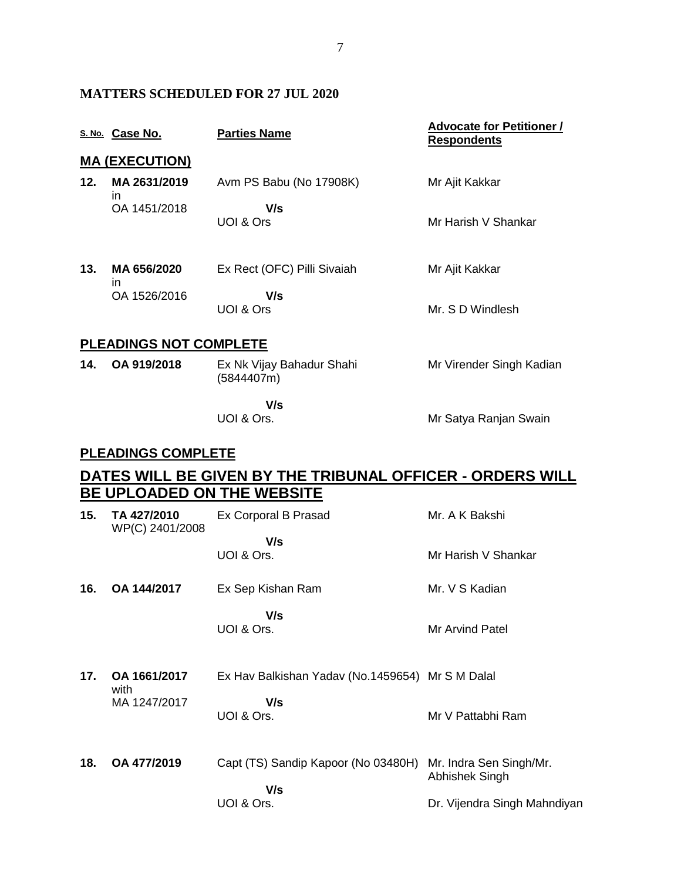**MATTERS SCHEDULED FOR 27 JUL 2020**

| S. No. | Case No. | Parties Name | Advocate for Petitioner / Respondents |
|---|---|---|---|
| **MA (EXECUTION)** | | | |
| **12.** | **MA 2631/2019** in OA 1451/2018 | Avm PS Babu (No 17908K) **V/s** UOI & Ors | Mr Ajit Kakkar<br>Mr Harish V Shankar |
| **13.** | **MA 656/2020** in OA 1526/2016 | Ex Rect (OFC) Pilli Sivaiah **V/s** UOI & Ors | Mr Ajit Kakkar<br>Mr. S D Windlesh |
| **PLEADINGS NOT COMPLETE** | | | |
| **14.** | **OA 919/2018** | Ex Nk Vijay Bahadur Shahi (5844407m) **V/s** UOI & Ors. | Mr Virender Singh Kadian<br>Mr Satya Ranjan Swain |
| **PLEADINGS COMPLETE** | | | |
| **DATES WILL BE GIVEN BY THE TRIBUNAL OFFICER - ORDERS WILL BE UPLOADED ON THE WEBSITE** | | | |
| **15.** | **TA 427/2010** WP(C) 2401/2008 | Ex Corporal B Prasad **V/s** UOI & Ors. | Mr. A K Bakshi<br>Mr Harish V Shankar |
| **16.** | **OA 144/2017** | Ex Sep Kishan Ram **V/s** UOI & Ors. | Mr. V S Kadian<br>Mr Arvind Patel |
| **17.** | **OA 1661/2017** with MA 1247/2017 | Ex Hav Balkishan Yadav (No.1459654) **V/s** UOI & Ors. | Mr S M Dalal<br>Mr V Pattabhi Ram |
| **18.** | **OA 477/2019** | Capt (TS) Sandip Kapoor (No 03480H) **V/s** UOI & Ors. | Mr. Indra Sen Singh/Mr. Abhishek Singh<br>Dr. Vijendra Singh Mahndiyan |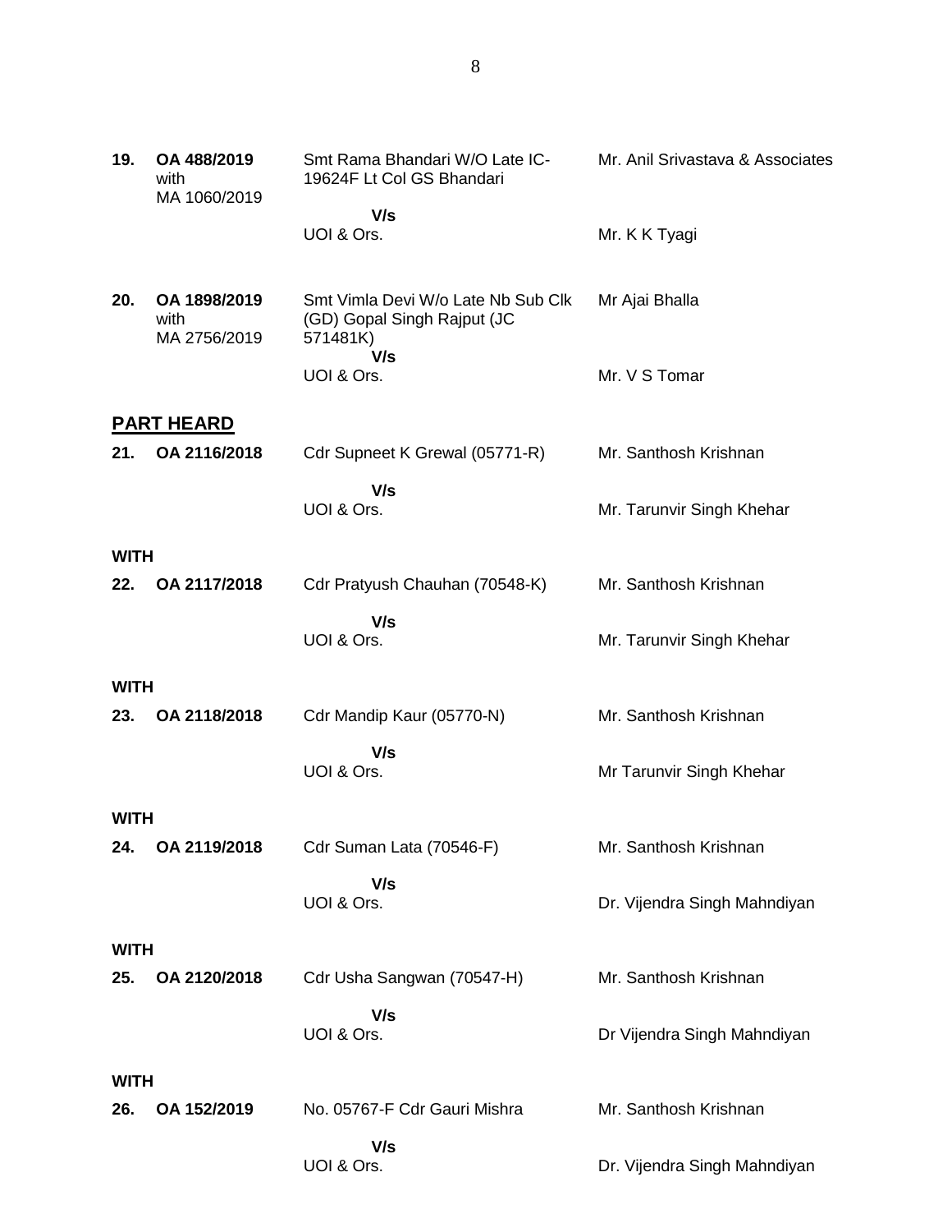| | | | |
|---|---|---|---|
| **19.** | **OA 488/2019** with MA 1060/2019 | Smt Rama Bhandari W/O Late IC-19624F Lt Col GS Bhandari | Mr. Anil Srivastava & Associates |
| | | **V/s** UOI & Ors. | Mr. K K Tyagi |
| **20.** | **OA 1898/2019** with MA 2756/2019 | Smt Vimla Devi W/o Late Nb Sub Clk (GD) Gopal Singh Rajput (JC 571481K) | Mr Ajai Bhalla |
| | | **V/s** UOI & Ors. | Mr. V S Tomar |

## PART HEARD

| | | | |
|---|---|---|---|
| **21.** | **OA 2116/2018** | Cdr Supneet K Grewal (05771-R) | Mr. Santhosh Krishnan |
| | | **V/s** UOI & Ors. | Mr. Tarunvir Singh Khehar |
| **WITH** | | | |
| **22.** | **OA 2117/2018** | Cdr Pratyush Chauhan (70548-K) | Mr. Santhosh Krishnan |
| | | **V/s** UOI & Ors. | Mr. Tarunvir Singh Khehar |
| **WITH** | | | |
| **23.** | **OA 2118/2018** | Cdr Mandip Kaur (05770-N) | Mr. Santhosh Krishnan |
| | | **V/s** UOI & Ors. | Mr Tarunvir Singh Khehar |
| **WITH** | | | |
| **24.** | **OA 2119/2018** | Cdr Suman Lata (70546-F) | Mr. Santhosh Krishnan |
| | | **V/s** UOI & Ors. | Dr. Vijendra Singh Mahndiyan |
| **WITH** | | | |
| **25.** | **OA 2120/2018** | Cdr Usha Sangwan (70547-H) | Mr. Santhosh Krishnan |
| | | **V/s** UOI & Ors. | Dr Vijendra Singh Mahndiyan |
| **WITH** | | | |
| **26.** | **OA 152/2019** | No. 05767-F Cdr Gauri Mishra | Mr. Santhosh Krishnan |
| | | **V/s** UOI & Ors. | Dr. Vijendra Singh Mahndiyan |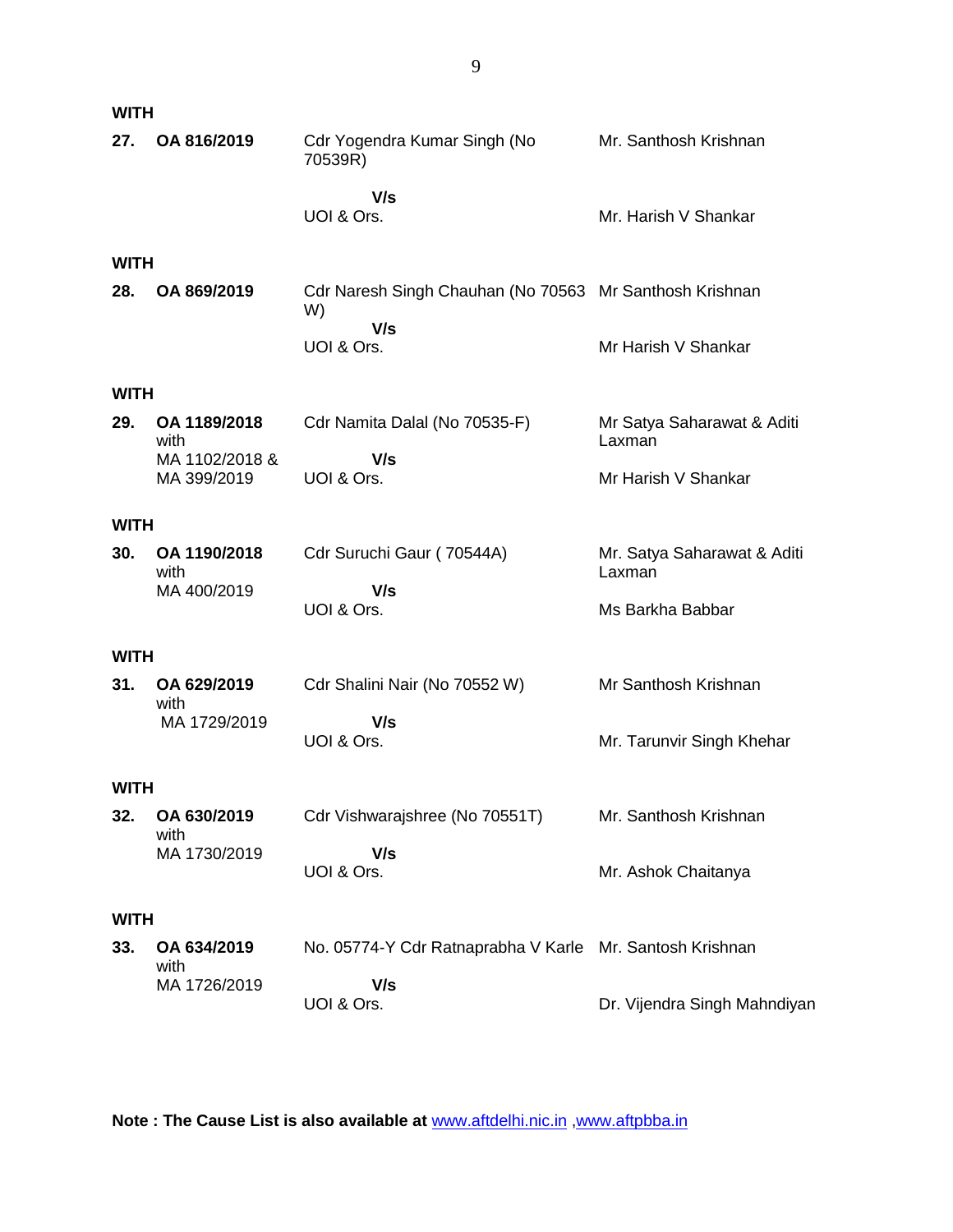**WITH**

| | | | |
|---|---|---|---|
| **27.** | **OA 816/2019** | Cdr Yogendra Kumar Singh (No 70539R)<br>**V/s**<br>UOI & Ors. | Mr. Santhosh Krishnan<br><br>Mr. Harish V Shankar |

**WITH**

| | | | |
|---|---|---|---|
| **28.** | **OA 869/2019** | Cdr Naresh Singh Chauhan (No 70563 W)<br>**V/s**<br>UOI & Ors. | Mr Santhosh Krishnan<br><br>Mr Harish V Shankar |

**WITH**

| | | | |
|---|---|---|---|
| **29.** | **OA 1189/2018** with MA 1102/2018 & MA 399/2019 | Cdr Namita Dalal (No 70535-F)<br>**V/s**<br>UOI & Ors. | Mr Satya Saharawat & Aditi Laxman<br><br>Mr Harish V Shankar |

**WITH**

| | | | |
|---|---|---|---|
| **30.** | **OA 1190/2018** with MA 400/2019 | Cdr Suruchi Gaur ( 70544A)<br>**V/s**<br>UOI & Ors. | Mr. Satya Saharawat & Aditi Laxman<br><br>Ms Barkha Babbar |

**WITH**

| | | | |
|---|---|---|---|
| **31.** | **OA 629/2019** with MA 1729/2019 | Cdr Shalini Nair (No 70552 W)<br>**V/s**<br>UOI & Ors. | Mr Santhosh Krishnan<br><br>Mr. Tarunvir Singh Khehar |

**WITH**

| | | | |
|---|---|---|---|
| **32.** | **OA 630/2019** with MA 1730/2019 | Cdr Vishwarajshree (No 70551T)<br>**V/s**<br>UOI & Ors. | Mr. Santhosh Krishnan<br><br>Mr. Ashok Chaitanya |

**WITH**

| | | | |
|---|---|---|---|
| **33.** | **OA 634/2019** with MA 1726/2019 | No. 05774-Y Cdr Ratnaprabha V Karle<br>**V/s**<br>UOI & Ors. | Mr. Santosh Krishnan<br><br>Dr. Vijendra Singh Mahndiyan |

**Note : The Cause List is also available at** www.aftdelhi.nic.in ,www.aftpbba.in